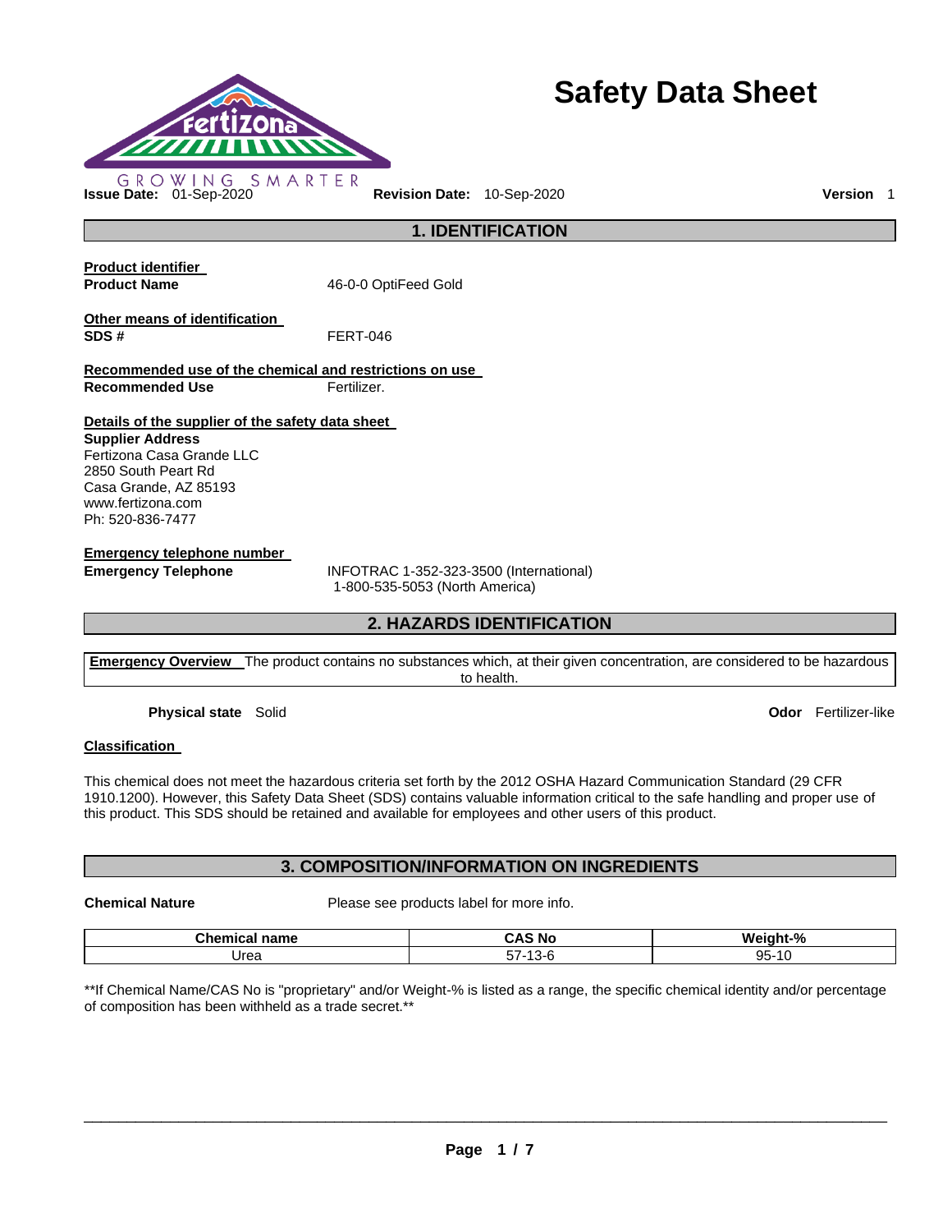# Safety Data Sheet

GROWING SMARTER

**Issue Date:** 01-Sep-2020 **Revision Date:** 10-Sep-2020 **Version** 1

## 1. IDENTIFICATION

**Product identifier**

**Product Name** 46-0-0 OptiFeed Gold

**Other means of identification**

**SDS #** FERT-046

**Recommended use of the chemical and restrictions on use**

**Recommended Use** Fertilizer.

**Details of the supplier of the safety data sheet**

**Supplier Address**
Fertizona Casa Grande LLC
2850 South Peart Rd
Casa Grande, AZ 85193
www.fertizona.com
Ph: 520-836-7477

**Emergency telephone number**

**Emergency Telephone** INFOTRAC 1-352-323-3500 (International)
1-800-535-5053 (North America)

## 2. HAZARDS IDENTIFICATION

**Emergency Overview** The product contains no substances which, at their given concentration, are considered to be hazardous to health.

**Physical state** Solid **Odor** Fertilizer-like

**Classification**

This chemical does not meet the hazardous criteria set forth by the 2012 OSHA Hazard Communication Standard (29 CFR 1910.1200). However, this Safety Data Sheet (SDS) contains valuable information critical to the safe handling and proper use of this product. This SDS should be retained and available for employees and other users of this product.

## 3. COMPOSITION/INFORMATION ON INGREDIENTS

**Chemical Nature** Please see products label for more info.

| Chemical name | CAS No | Weight-% |
|---|---|---|
| Urea | 57-13-6 | 95-10 |

**If Chemical Name/CAS No is "proprietary" and/or Weight-% is listed as a range, the specific chemical identity and/or percentage of composition has been withheld as a trade secret.**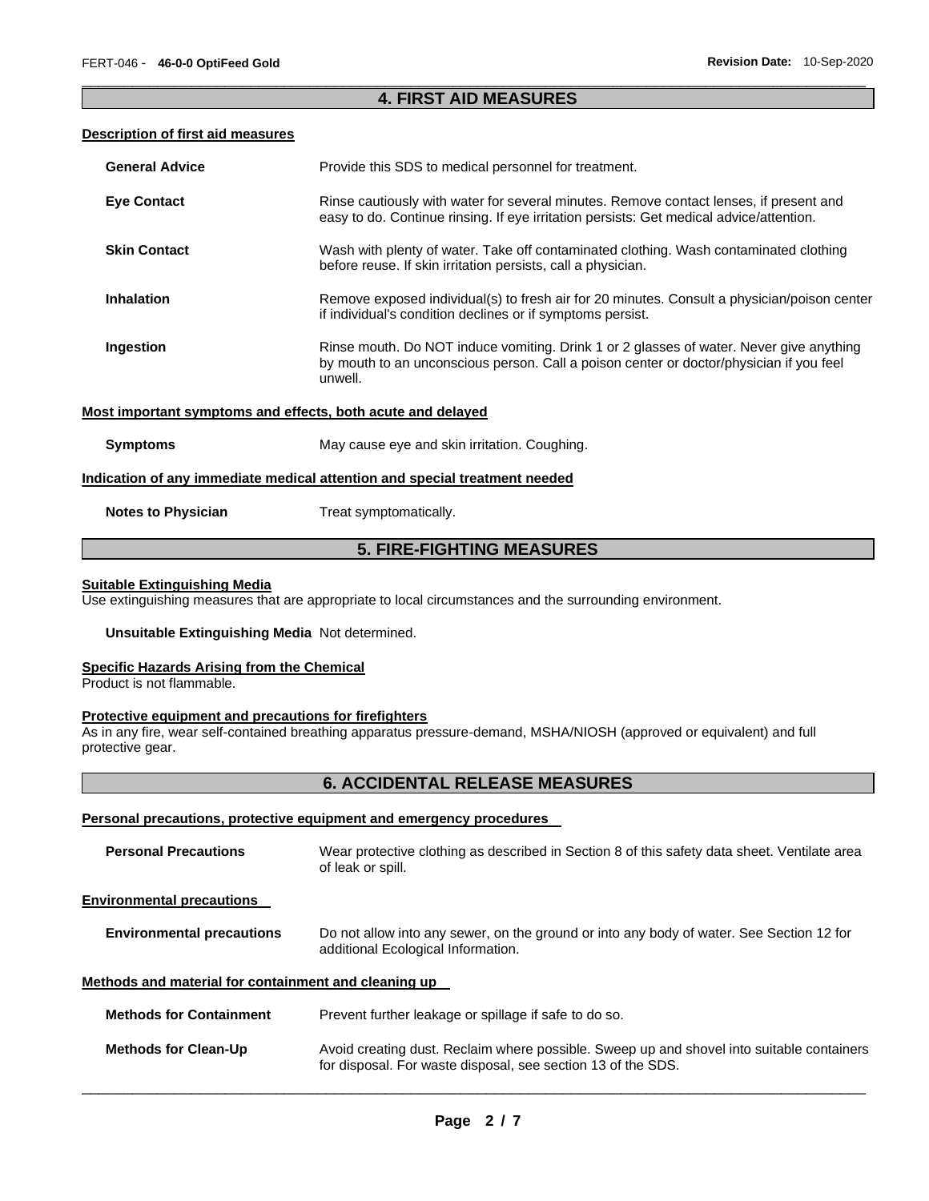## 4. FIRST AID MEASURES

### Description of first aid measures

**General Advice** Provide this SDS to medical personnel for treatment.

**Eye Contact** Rinse cautiously with water for several minutes. Remove contact lenses, if present and easy to do. Continue rinsing. If eye irritation persists: Get medical advice/attention.

**Skin Contact** Wash with plenty of water. Take off contaminated clothing. Wash contaminated clothing before reuse. If skin irritation persists, call a physician.

**Inhalation** Remove exposed individual(s) to fresh air for 20 minutes. Consult a physician/poison center if individual's condition declines or if symptoms persist.

**Ingestion** Rinse mouth. Do NOT induce vomiting. Drink 1 or 2 glasses of water. Never give anything by mouth to an unconscious person. Call a poison center or doctor/physician if you feel unwell.

### Most important symptoms and effects, both acute and delayed

**Symptoms** May cause eye and skin irritation. Coughing.

### Indication of any immediate medical attention and special treatment needed

**Notes to Physician** Treat symptomatically.

## 5. FIRE-FIGHTING MEASURES

### Suitable Extinguishing Media

Use extinguishing measures that are appropriate to local circumstances and the surrounding environment.

**Unsuitable Extinguishing Media** Not determined.

### Specific Hazards Arising from the Chemical

Product is not flammable.

### Protective equipment and precautions for firefighters

As in any fire, wear self-contained breathing apparatus pressure-demand, MSHA/NIOSH (approved or equivalent) and full protective gear.

## 6. ACCIDENTAL RELEASE MEASURES

### Personal precautions, protective equipment and emergency procedures

**Personal Precautions** Wear protective clothing as described in Section 8 of this safety data sheet. Ventilate area of leak or spill.

### Environmental precautions

**Environmental precautions** Do not allow into any sewer, on the ground or into any body of water. See Section 12 for additional Ecological Information.

### Methods and material for containment and cleaning up

**Methods for Containment** Prevent further leakage or spillage if safe to do so.

**Methods for Clean-Up** Avoid creating dust. Reclaim where possible. Sweep up and shovel into suitable containers for disposal. For waste disposal, see section 13 of the SDS.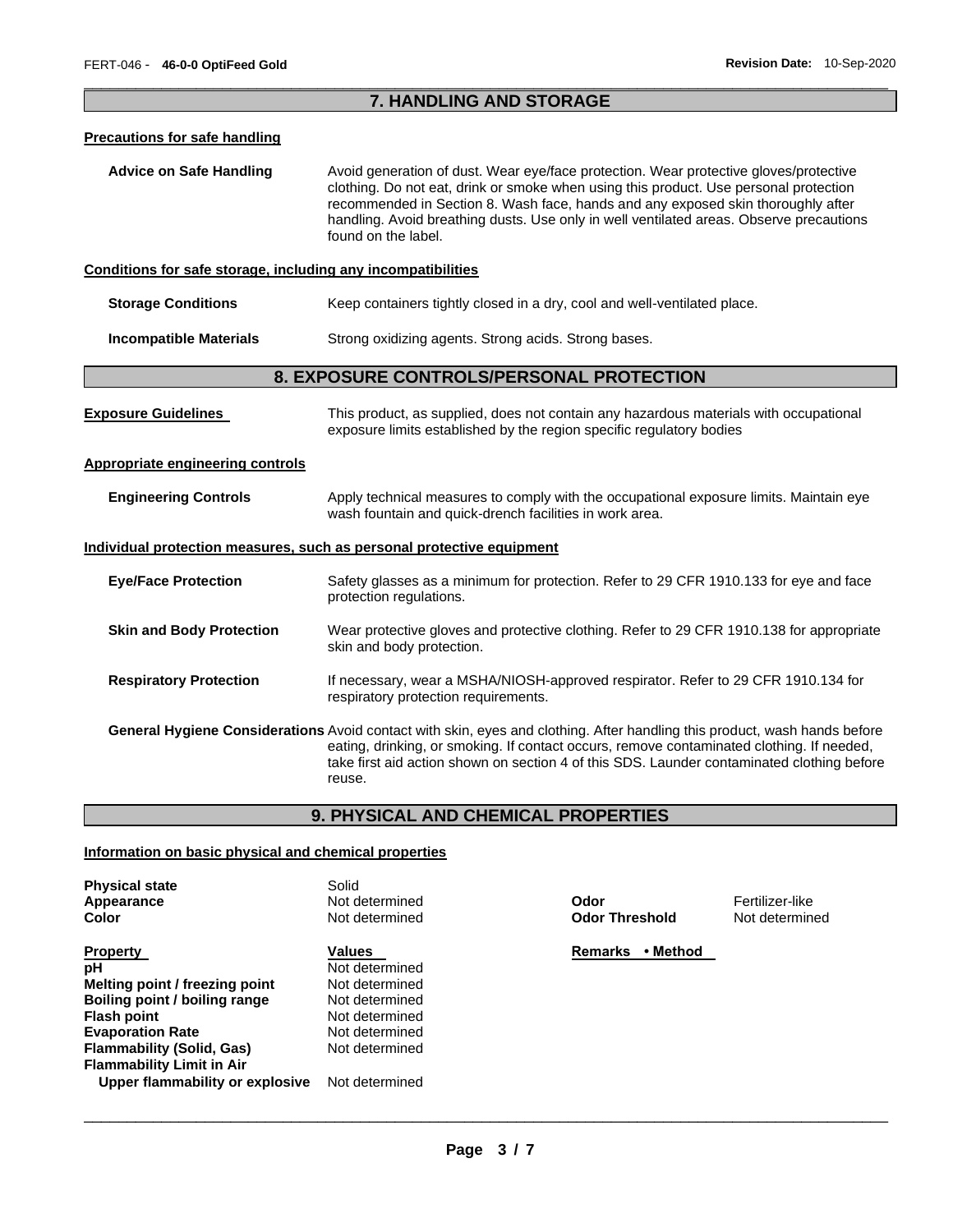## 7. HANDLING AND STORAGE

### Precautions for safe handling

**Advice on Safe Handling** Avoid generation of dust. Wear eye/face protection. Wear protective gloves/protective clothing. Do not eat, drink or smoke when using this product. Use personal protection recommended in Section 8. Wash face, hands and any exposed skin thoroughly after handling. Avoid breathing dusts. Use only in well ventilated areas. Observe precautions found on the label.

### Conditions for safe storage, including any incompatibilities

**Storage Conditions** Keep containers tightly closed in a dry, cool and well-ventilated place.

**Incompatible Materials** Strong oxidizing agents. Strong acids. Strong bases.

## 8. EXPOSURE CONTROLS/PERSONAL PROTECTION

**Exposure Guidelines** This product, as supplied, does not contain any hazardous materials with occupational exposure limits established by the region specific regulatory bodies

### Appropriate engineering controls

**Engineering Controls** Apply technical measures to comply with the occupational exposure limits. Maintain eye wash fountain and quick-drench facilities in work area.

### Individual protection measures, such as personal protective equipment

**Eye/Face Protection** Safety glasses as a minimum for protection. Refer to 29 CFR 1910.133 for eye and face protection regulations.

**Skin and Body Protection** Wear protective gloves and protective clothing. Refer to 29 CFR 1910.138 for appropriate skin and body protection.

**Respiratory Protection** If necessary, wear a MSHA/NIOSH-approved respirator. Refer to 29 CFR 1910.134 for respiratory protection requirements.

**General Hygiene Considerations** Avoid contact with skin, eyes and clothing. After handling this product, wash hands before eating, drinking, or smoking. If contact occurs, remove contaminated clothing. If needed, take first aid action shown on section 4 of this SDS. Launder contaminated clothing before reuse.

## 9. PHYSICAL AND CHEMICAL PROPERTIES

### Information on basic physical and chemical properties

| | | | |
|---|---|---|---|
| **Physical state** | Solid | | |
| **Appearance** | Not determined | **Odor** | Fertilizer-like |
| **Color** | Not determined | **Odor Threshold** | Not determined |

| Property | Values | Remarks • Method |
|---|---|---|
| **pH** | Not determined | |
| **Melting point / freezing point** | Not determined | |
| **Boiling point / boiling range** | Not determined | |
| **Flash point** | Not determined | |
| **Evaporation Rate** | Not determined | |
| **Flammability (Solid, Gas)** | Not determined | |
| **Flammability Limit in Air** | | |
| **Upper flammability or explosive** | Not determined | |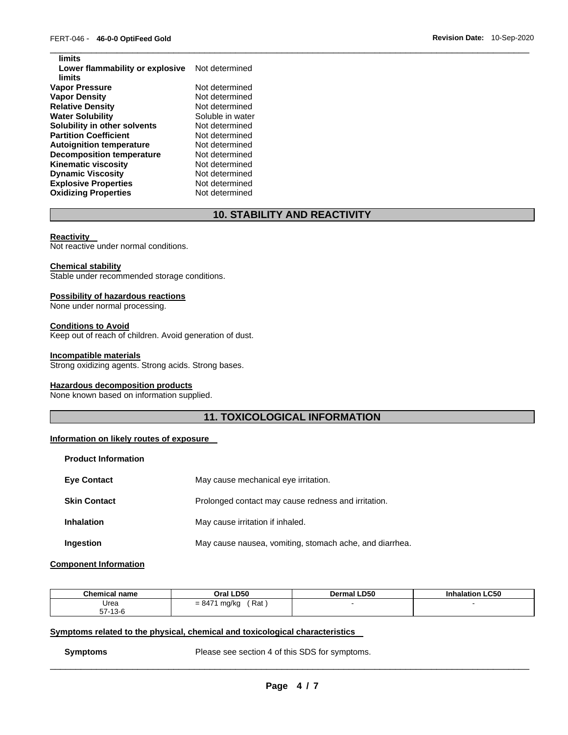| | |
|---|---|
| **limits** | |
| **Lower flammability or explosive limits** | Not determined |
| **Vapor Pressure** | Not determined |
| **Vapor Density** | Not determined |
| **Relative Density** | Not determined |
| **Water Solubility** | Soluble in water |
| **Solubility in other solvents** | Not determined |
| **Partition Coefficient** | Not determined |
| **Autoignition temperature** | Not determined |
| **Decomposition temperature** | Not determined |
| **Kinematic viscosity** | Not determined |
| **Dynamic Viscosity** | Not determined |
| **Explosive Properties** | Not determined |
| **Oxidizing Properties** | Not determined |

## 10. STABILITY AND REACTIVITY

**Reactivity**
Not reactive under normal conditions.

**Chemical stability**
Stable under recommended storage conditions.

**Possibility of hazardous reactions**
None under normal processing.

**Conditions to Avoid**
Keep out of reach of children. Avoid generation of dust.

**Incompatible materials**
Strong oxidizing agents. Strong acids. Strong bases.

**Hazardous decomposition products**
None known based on information supplied.

## 11. TOXICOLOGICAL INFORMATION

**Information on likely routes of exposure**

**Product Information**

| | |
|---|---|
| **Eye Contact** | May cause mechanical eye irritation. |
| **Skin Contact** | Prolonged contact may cause redness and irritation. |
| **Inhalation** | May cause irritation if inhaled. |
| **Ingestion** | May cause nausea, vomiting, stomach ache, and diarrhea. |

**Component Information**

| Chemical name | Oral LD50 | Dermal LD50 | Inhalation LC50 |
|---|---|---|---|
| Urea 57-13-6 | = 8471 mg/kg ( Rat ) | - | - |

**Symptoms related to the physical, chemical and toxicological characteristics**

**Symptoms** Please see section 4 of this SDS for symptoms.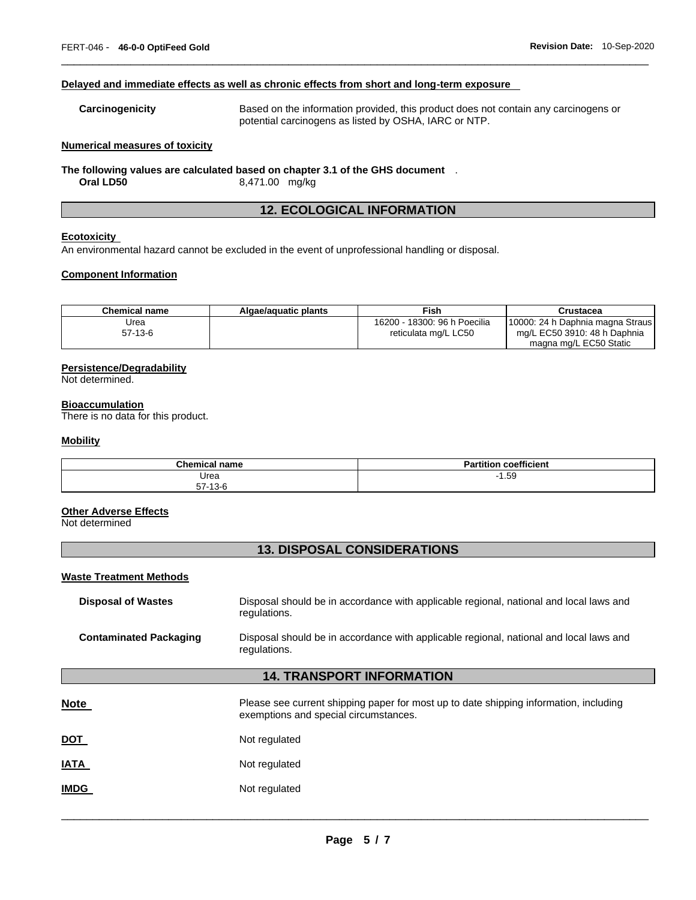**Delayed and immediate effects as well as chronic effects from short and long-term exposure**

**Carcinogenicity** Based on the information provided, this product does not contain any carcinogens or potential carcinogens as listed by OSHA, IARC or NTP.

**Numerical measures of toxicity**

**The following values are calculated based on chapter 3.1 of the GHS document** .

**Oral LD50** 8,471.00 mg/kg

## 12. ECOLOGICAL INFORMATION

**Ecotoxicity**

An environmental hazard cannot be excluded in the event of unprofessional handling or disposal.

**Component Information**

| Chemical name | Algae/aquatic plants | Fish | Crustacea |
|---|---|---|---|
| Urea<br>57-13-6 | | 16200 - 18300: 96 h Poecilia reticulata mg/L LC50 | 10000: 24 h Daphnia magna Straus mg/L EC50 3910: 48 h Daphnia magna mg/L EC50 Static |

**Persistence/Degradability**

Not determined.

**Bioaccumulation**

There is no data for this product.

**Mobility**

| Chemical name | Partition coefficient |
|---|---|
| Urea<br>57-13-6 | -1.59 |

**Other Adverse Effects**

Not determined

## 13. DISPOSAL CONSIDERATIONS

**Waste Treatment Methods**

**Disposal of Wastes** Disposal should be in accordance with applicable regional, national and local laws and regulations.

**Contaminated Packaging** Disposal should be in accordance with applicable regional, national and local laws and regulations.

## 14. TRANSPORT INFORMATION

**Note** Please see current shipping paper for most up to date shipping information, including exemptions and special circumstances.

**DOT** Not regulated

**IATA** Not regulated

**IMDG** Not regulated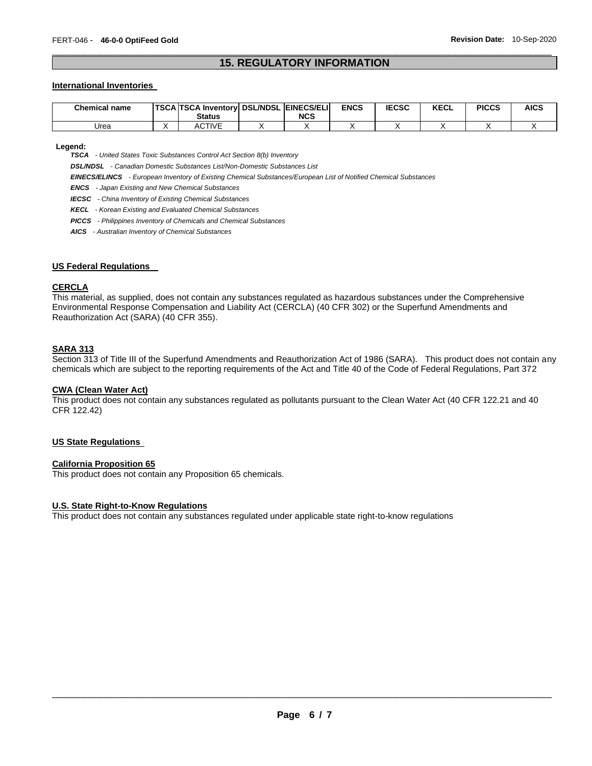## 15. REGULATORY INFORMATION

### International Inventories

| Chemical name | TSCA | TSCA Inventory Status | DSL/NDSL | EINECS/ELINCS | ENCS | IECSC | KECL | PICCS | AICS |
|---|---|---|---|---|---|---|---|---|---|
| Urea | X | ACTIVE | X | X | X | X | X | X | X |

**Legend:**

***TSCA*** *- United States Toxic Substances Control Act Section 8(b) Inventory*

***DSL/NDSL*** *- Canadian Domestic Substances List/Non-Domestic Substances List*

***EINECS/ELINCS*** *- European Inventory of Existing Chemical Substances/European List of Notified Chemical Substances*

***ENCS*** *- Japan Existing and New Chemical Substances*

***IECSC*** *- China Inventory of Existing Chemical Substances*

***KECL*** *- Korean Existing and Evaluated Chemical Substances*

***PICCS*** *- Philippines Inventory of Chemicals and Chemical Substances*

***AICS*** *- Australian Inventory of Chemical Substances*

### US Federal Regulations

#### CERCLA

This material, as supplied, does not contain any substances regulated as hazardous substances under the Comprehensive Environmental Response Compensation and Liability Act (CERCLA) (40 CFR 302) or the Superfund Amendments and Reauthorization Act (SARA) (40 CFR 355).

#### SARA 313

Section 313 of Title III of the Superfund Amendments and Reauthorization Act of 1986 (SARA). This product does not contain any chemicals which are subject to the reporting requirements of the Act and Title 40 of the Code of Federal Regulations, Part 372

#### CWA (Clean Water Act)

This product does not contain any substances regulated as pollutants pursuant to the Clean Water Act (40 CFR 122.21 and 40 CFR 122.42)

### US State Regulations

#### California Proposition 65

This product does not contain any Proposition 65 chemicals.

#### U.S. State Right-to-Know Regulations

This product does not contain any substances regulated under applicable state right-to-know regulations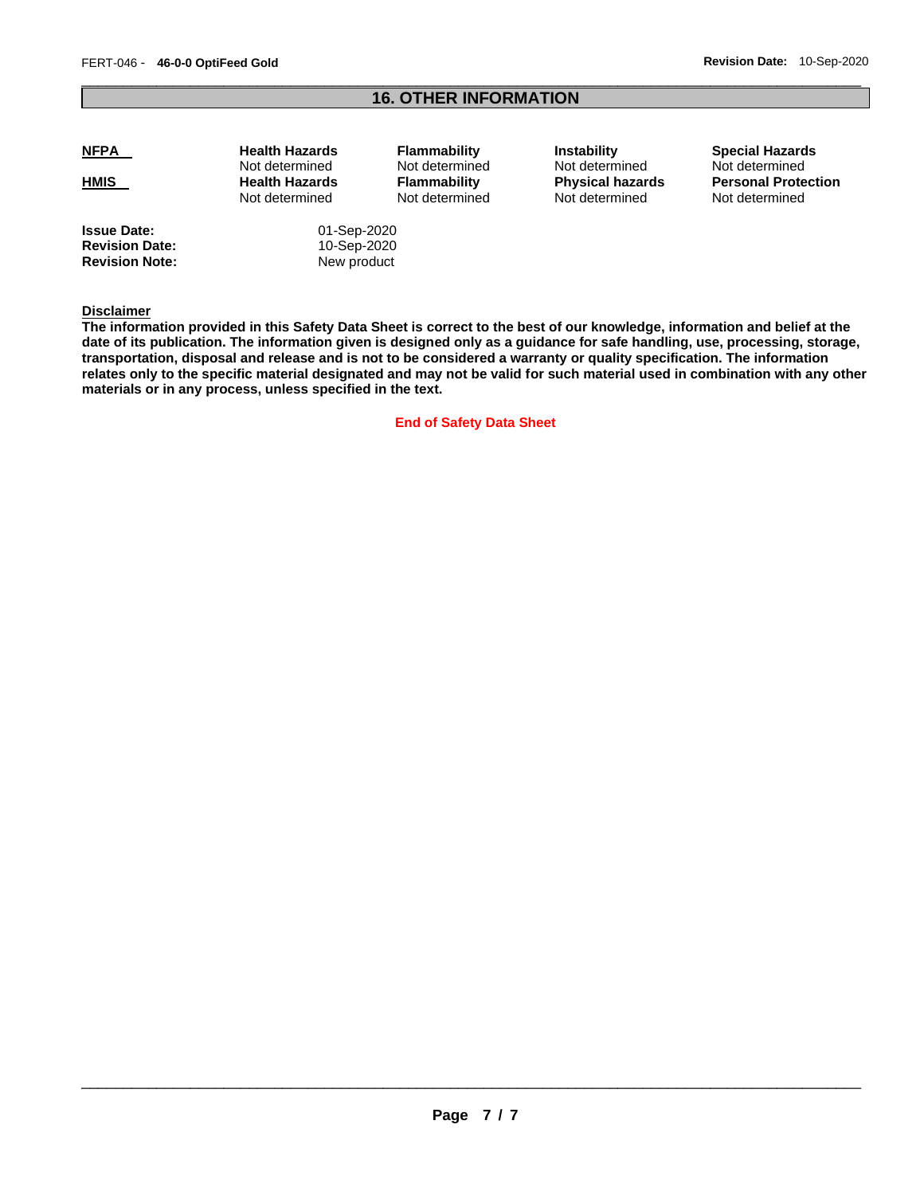## 16. OTHER INFORMATION

| | | | | |
|---|---|---|---|---|
| **NFPA** | **Health Hazards**<br>Not determined | **Flammability**<br>Not determined | **Instability**<br>Not determined | **Special Hazards**<br>Not determined |
| **HMIS** | **Health Hazards**<br>Not determined | **Flammability**<br>Not determined | **Physical hazards**<br>Not determined | **Personal Protection**<br>Not determined |

**Issue Date:** 01-Sep-2020
**Revision Date:** 10-Sep-2020
**Revision Note:** New product

**Disclaimer**

**The information provided in this Safety Data Sheet is correct to the best of our knowledge, information and belief at the date of its publication. The information given is designed only as a guidance for safe handling, use, processing, storage, transportation, disposal and release and is not to be considered a warranty or quality specification. The information relates only to the specific material designated and may not be valid for such material used in combination with any other materials or in any process, unless specified in the text.**

**End of Safety Data Sheet**